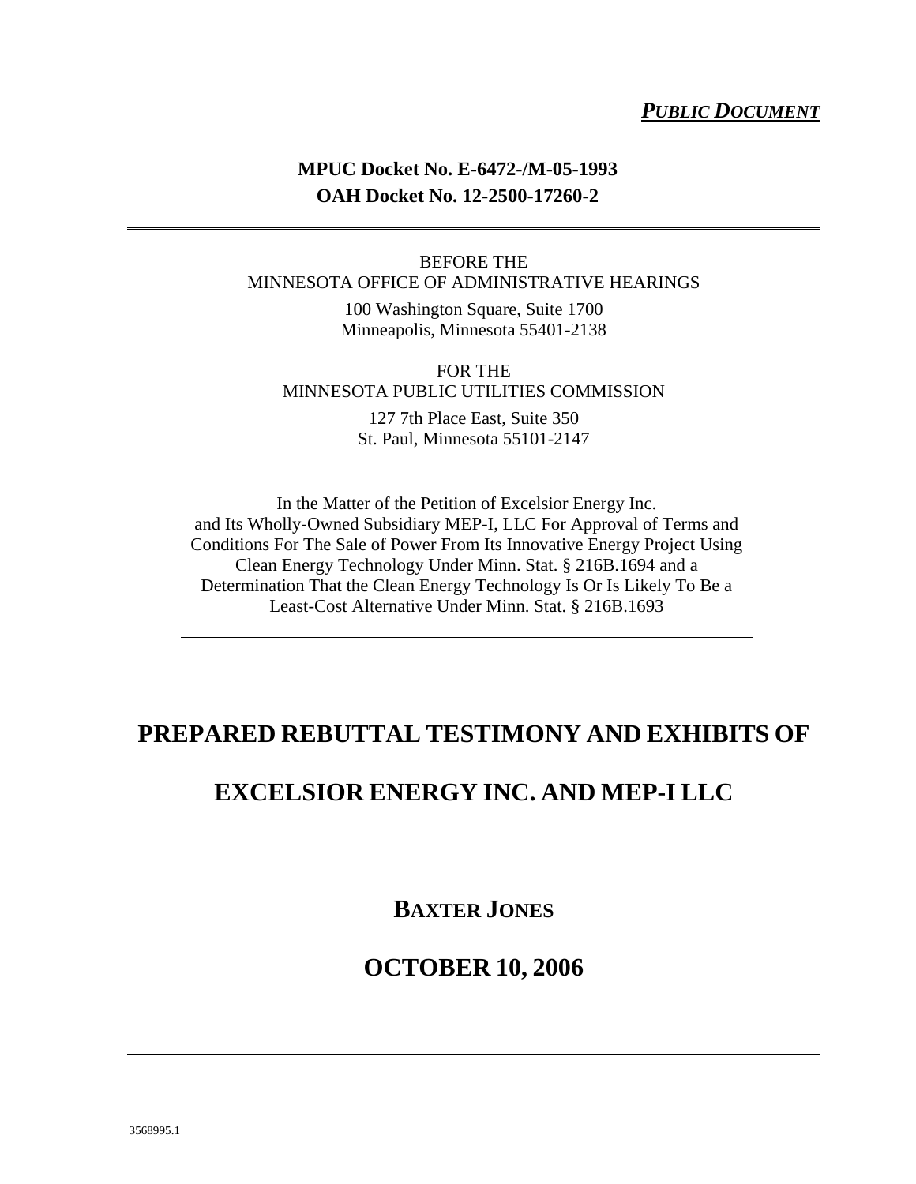***PUBLIC DOCUMENT***

**MPUC Docket No. E-6472-/M-05-1993**
**OAH Docket No. 12-2500-17260-2**

---

BEFORE THE
MINNESOTA OFFICE OF ADMINISTRATIVE HEARINGS

100 Washington Square, Suite 1700
Minneapolis, Minnesota 55401-2138

FOR THE
MINNESOTA PUBLIC UTILITIES COMMISSION

127 7th Place East, Suite 350
St. Paul, Minnesota 55101-2147

---

In the Matter of the Petition of Excelsior Energy Inc. and Its Wholly-Owned Subsidiary MEP-I, LLC For Approval of Terms and Conditions For The Sale of Power From Its Innovative Energy Project Using Clean Energy Technology Under Minn. Stat. § 216B.1694 and a Determination That the Clean Energy Technology Is Or Is Likely To Be a Least-Cost Alternative Under Minn. Stat. § 216B.1693

---

# PREPARED REBUTTAL TESTIMONY AND EXHIBITS OF

# EXCELSIOR ENERGY INC. AND MEP-I LLC

## BAXTER JONES

## OCTOBER 10, 2006

---

3568995.1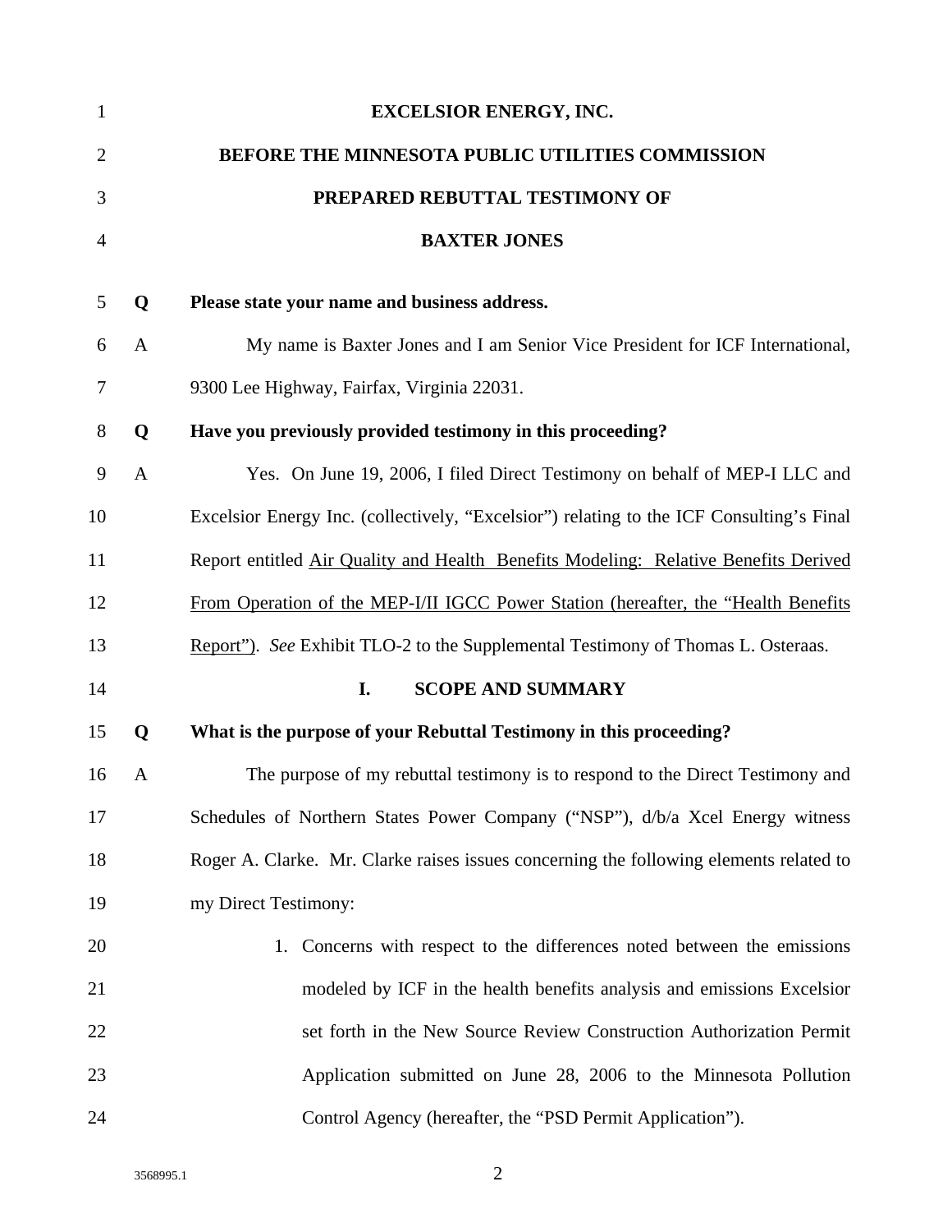**EXCELSIOR ENERGY, INC.**

**BEFORE THE MINNESOTA PUBLIC UTILITIES COMMISSION**

**PREPARED REBUTTAL TESTIMONY OF**

**BAXTER JONES**

**Q Please state your name and business address.**

A My name is Baxter Jones and I am Senior Vice President for ICF International, 9300 Lee Highway, Fairfax, Virginia 22031.

**Q Have you previously provided testimony in this proceeding?**

A Yes. On June 19, 2006, I filed Direct Testimony on behalf of MEP-I LLC and Excelsior Energy Inc. (collectively, "Excelsior") relating to the ICF Consulting's Final Report entitled Air Quality and Health Benefits Modeling: Relative Benefits Derived From Operation of the MEP-I/II IGCC Power Station (hereafter, the "Health Benefits Report"). *See* Exhibit TLO-2 to the Supplemental Testimony of Thomas L. Osteraas.

## I. SCOPE AND SUMMARY

**Q What is the purpose of your Rebuttal Testimony in this proceeding?**

A The purpose of my rebuttal testimony is to respond to the Direct Testimony and Schedules of Northern States Power Company ("NSP"), d/b/a Xcel Energy witness Roger A. Clarke. Mr. Clarke raises issues concerning the following elements related to my Direct Testimony:

1. Concerns with respect to the differences noted between the emissions modeled by ICF in the health benefits analysis and emissions Excelsior set forth in the New Source Review Construction Authorization Permit Application submitted on June 28, 2006 to the Minnesota Pollution Control Agency (hereafter, the "PSD Permit Application").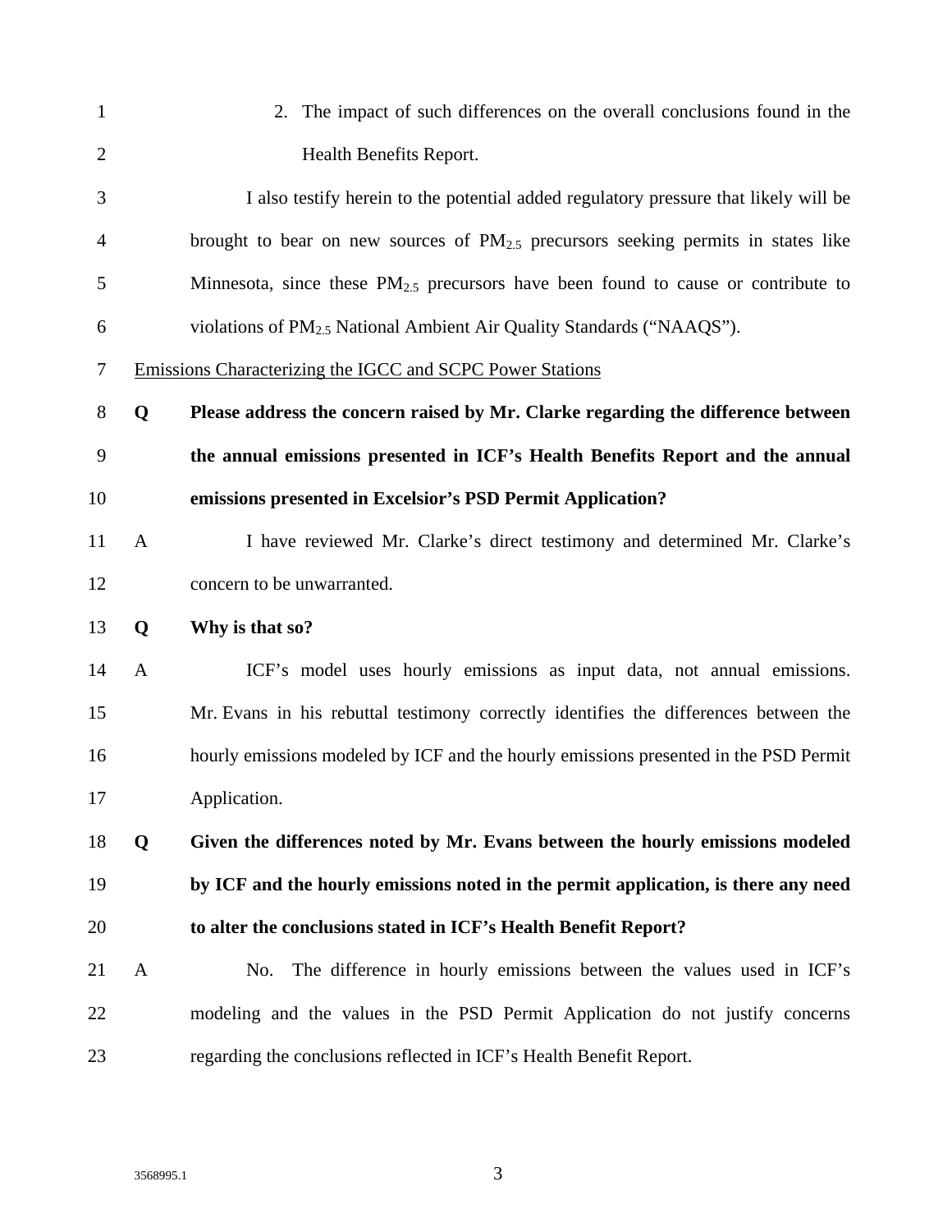2. The impact of such differences on the overall conclusions found in the Health Benefits Report.

I also testify herein to the potential added regulatory pressure that likely will be brought to bear on new sources of $PM_{2.5}$ precursors seeking permits in states like Minnesota, since these $PM_{2.5}$ precursors have been found to cause or contribute to violations of $PM_{2.5}$ National Ambient Air Quality Standards ("NAAQS").

Emissions Characterizing the IGCC and SCPC Power Stations

**Q Please address the concern raised by Mr. Clarke regarding the difference between the annual emissions presented in ICF's Health Benefits Report and the annual emissions presented in Excelsior's PSD Permit Application?**

A I have reviewed Mr. Clarke's direct testimony and determined Mr. Clarke's concern to be unwarranted.

**Q Why is that so?**

A ICF's model uses hourly emissions as input data, not annual emissions. Mr. Evans in his rebuttal testimony correctly identifies the differences between the hourly emissions modeled by ICF and the hourly emissions presented in the PSD Permit Application.

**Q Given the differences noted by Mr. Evans between the hourly emissions modeled by ICF and the hourly emissions noted in the permit application, is there any need to alter the conclusions stated in ICF's Health Benefit Report?**

A No. The difference in hourly emissions between the values used in ICF's modeling and the values in the PSD Permit Application do not justify concerns regarding the conclusions reflected in ICF's Health Benefit Report.

3568995.1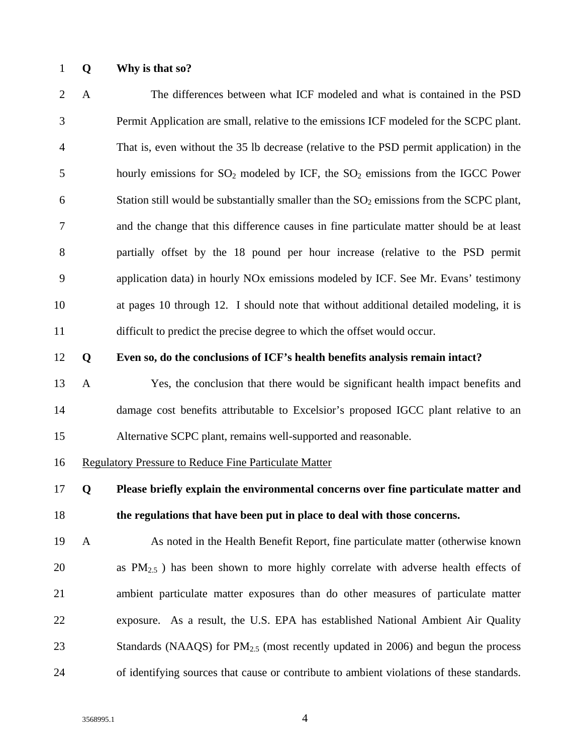**Q Why is that so?**

A The differences between what ICF modeled and what is contained in the PSD Permit Application are small, relative to the emissions ICF modeled for the SCPC plant. That is, even without the 35 lb decrease (relative to the PSD permit application) in the hourly emissions for $SO_2$ modeled by ICF, the $SO_2$ emissions from the IGCC Power Station still would be substantially smaller than the $SO_2$ emissions from the SCPC plant, and the change that this difference causes in fine particulate matter should be at least partially offset by the 18 pound per hour increase (relative to the PSD permit application data) in hourly NOx emissions modeled by ICF. See Mr. Evans' testimony at pages 10 through 12. I should note that without additional detailed modeling, it is difficult to predict the precise degree to which the offset would occur.

**Q Even so, do the conclusions of ICF's health benefits analysis remain intact?**

A Yes, the conclusion that there would be significant health impact benefits and damage cost benefits attributable to Excelsior's proposed IGCC plant relative to an Alternative SCPC plant, remains well-supported and reasonable.

<u>Regulatory Pressure to Reduce Fine Particulate Matter</u>

**Q Please briefly explain the environmental concerns over fine particulate matter and the regulations that have been put in place to deal with those concerns.**

A As noted in the Health Benefit Report, fine particulate matter (otherwise known as $PM_{2.5}$ ) has been shown to more highly correlate with adverse health effects of ambient particulate matter exposures than do other measures of particulate matter exposure. As a result, the U.S. EPA has established National Ambient Air Quality Standards (NAAQS) for $PM_{2.5}$ (most recently updated in 2006) and begun the process of identifying sources that cause or contribute to ambient violations of these standards.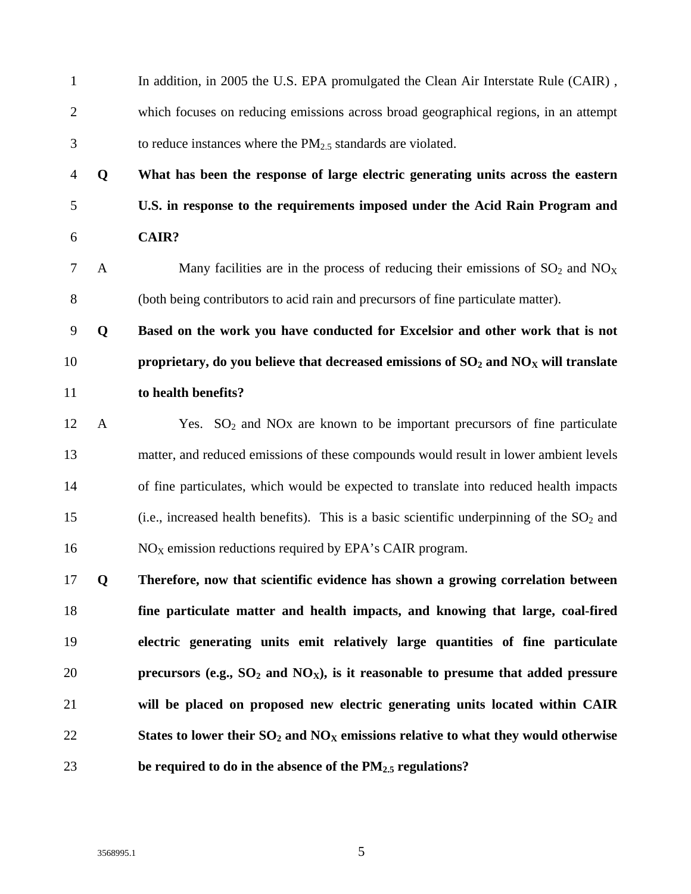In addition, in 2005 the U.S. EPA promulgated the Clean Air Interstate Rule (CAIR) , which focuses on reducing emissions across broad geographical regions, in an attempt to reduce instances where the $PM_{2.5}$ standards are violated.

**Q What has been the response of large electric generating units across the eastern U.S. in response to the requirements imposed under the Acid Rain Program and CAIR?**

A Many facilities are in the process of reducing their emissions of $SO_2$ and $NO_X$ (both being contributors to acid rain and precursors of fine particulate matter).

**Q Based on the work you have conducted for Excelsior and other work that is not proprietary, do you believe that decreased emissions of $SO_2$ and $NO_X$ will translate to health benefits?**

A Yes. $SO_2$ and NOx are known to be important precursors of fine particulate matter, and reduced emissions of these compounds would result in lower ambient levels of fine particulates, which would be expected to translate into reduced health impacts (i.e., increased health benefits). This is a basic scientific underpinning of the $SO_2$ and $NO_X$ emission reductions required by EPA's CAIR program.

**Q Therefore, now that scientific evidence has shown a growing correlation between fine particulate matter and health impacts, and knowing that large, coal-fired electric generating units emit relatively large quantities of fine particulate precursors (e.g., $SO_2$ and $NO_X$), is it reasonable to presume that added pressure will be placed on proposed new electric generating units located within CAIR States to lower their $SO_2$ and $NO_X$ emissions relative to what they would otherwise be required to do in the absence of the $PM_{2.5}$ regulations?**

3568995.1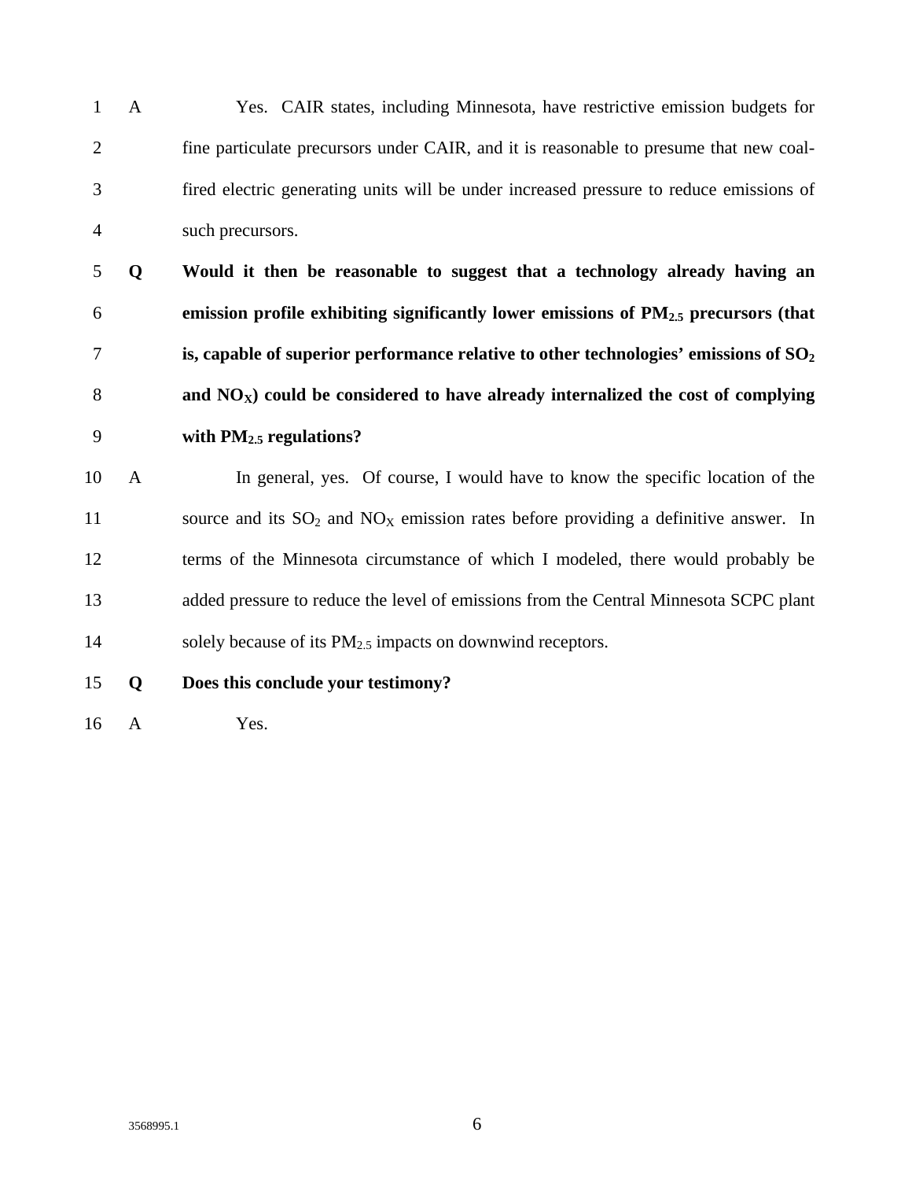A Yes. CAIR states, including Minnesota, have restrictive emission budgets for fine particulate precursors under CAIR, and it is reasonable to presume that new coal-fired electric generating units will be under increased pressure to reduce emissions of such precursors.

**Q Would it then be reasonable to suggest that a technology already having an emission profile exhibiting significantly lower emissions of $PM_{2.5}$ precursors (that is, capable of superior performance relative to other technologies' emissions of $SO_2$ and $NO_X$) could be considered to have already internalized the cost of complying with $PM_{2.5}$ regulations?**

A In general, yes. Of course, I would have to know the specific location of the source and its $SO_2$ and $NO_X$ emission rates before providing a definitive answer. In terms of the Minnesota circumstance of which I modeled, there would probably be added pressure to reduce the level of emissions from the Central Minnesota SCPC plant solely because of its $PM_{2.5}$ impacts on downwind receptors.

**Q Does this conclude your testimony?**

A Yes.

3568995.1